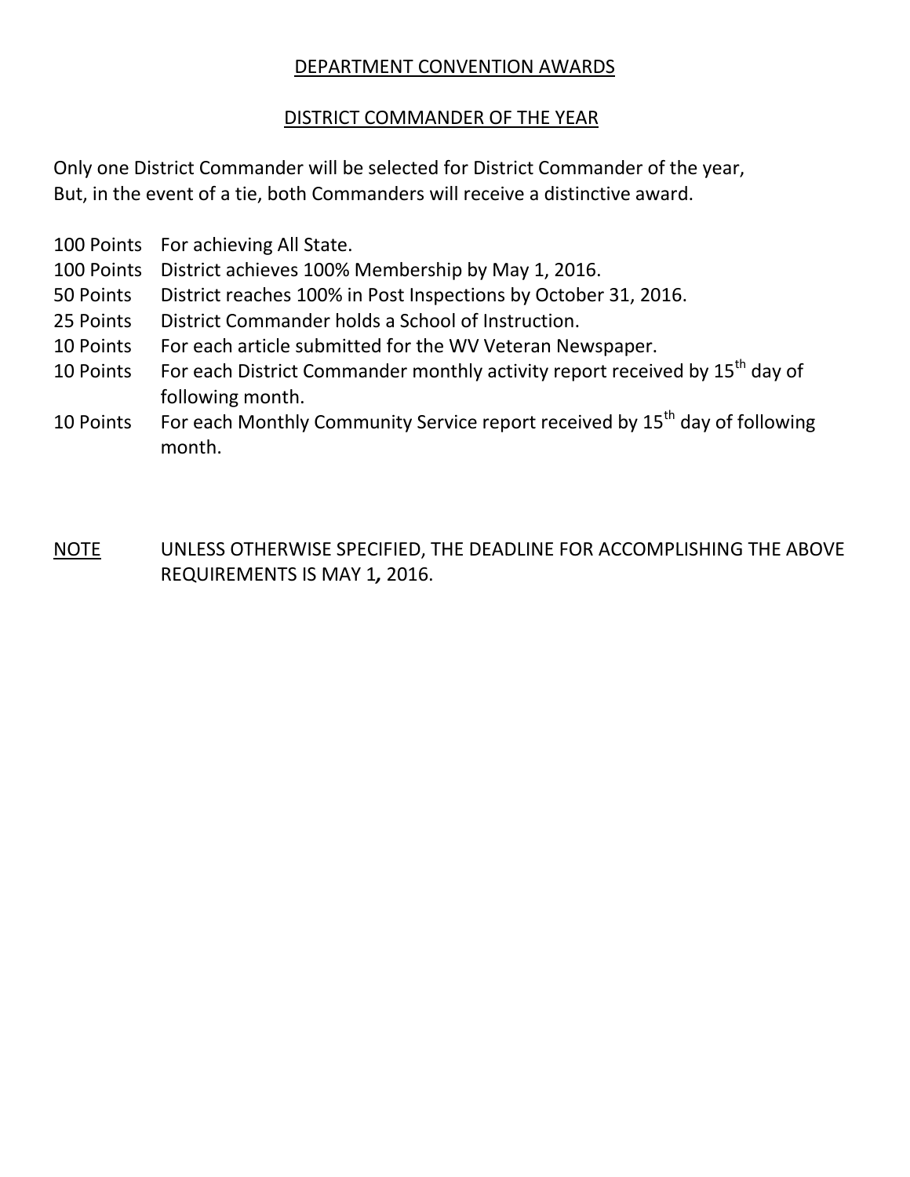# DEPARTMENT CONVENTION AWARDS

## DISTRICT COMMANDER OF THE YEAR

Only one District Commander will be selected for District Commander of the year,
But, in the event of a tie, both Commanders will receive a distinctive award.

- 100 Points For achieving All State.
- 100 Points District achieves 100% Membership by May 1, 2016.
- 50 Points District reaches 100% in Post Inspections by October 31, 2016.
- 25 Points District Commander holds a School of Instruction.
- 10 Points For each article submitted for the WV Veteran Newspaper.
- 10 Points For each District Commander monthly activity report received by 15th day of following month.
- 10 Points For each Monthly Community Service report received by 15th day of following month.

NOTE UNLESS OTHERWISE SPECIFIED, THE DEADLINE FOR ACCOMPLISHING THE ABOVE REQUIREMENTS IS MAY 1, 2016.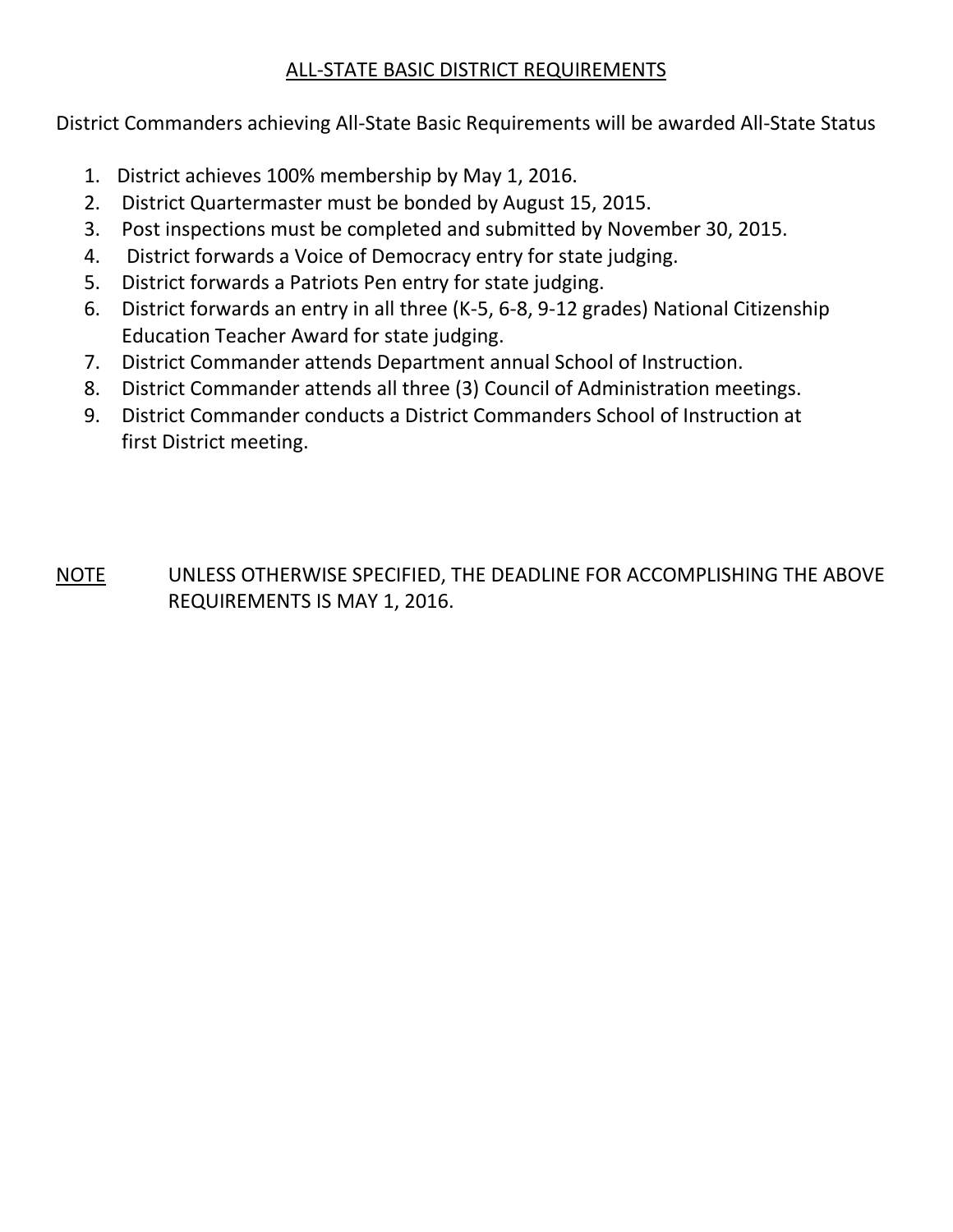## ALL-STATE BASIC DISTRICT REQUIREMENTS

District Commanders achieving All-State Basic Requirements will be awarded All-State Status

1. District achieves 100% membership by May 1, 2016.
2. District Quartermaster must be bonded by August 15, 2015.
3. Post inspections must be completed and submitted by November 30, 2015.
4. District forwards a Voice of Democracy entry for state judging.
5. District forwards a Patriots Pen entry for state judging.
6. District forwards an entry in all three (K-5, 6-8, 9-12 grades) National Citizenship Education Teacher Award for state judging.
7. District Commander attends Department annual School of Instruction.
8. District Commander attends all three (3) Council of Administration meetings.
9. District Commander conducts a District Commanders School of Instruction at first District meeting.

NOTE UNLESS OTHERWISE SPECIFIED, THE DEADLINE FOR ACCOMPLISHING THE ABOVE REQUIREMENTS IS MAY 1, 2016.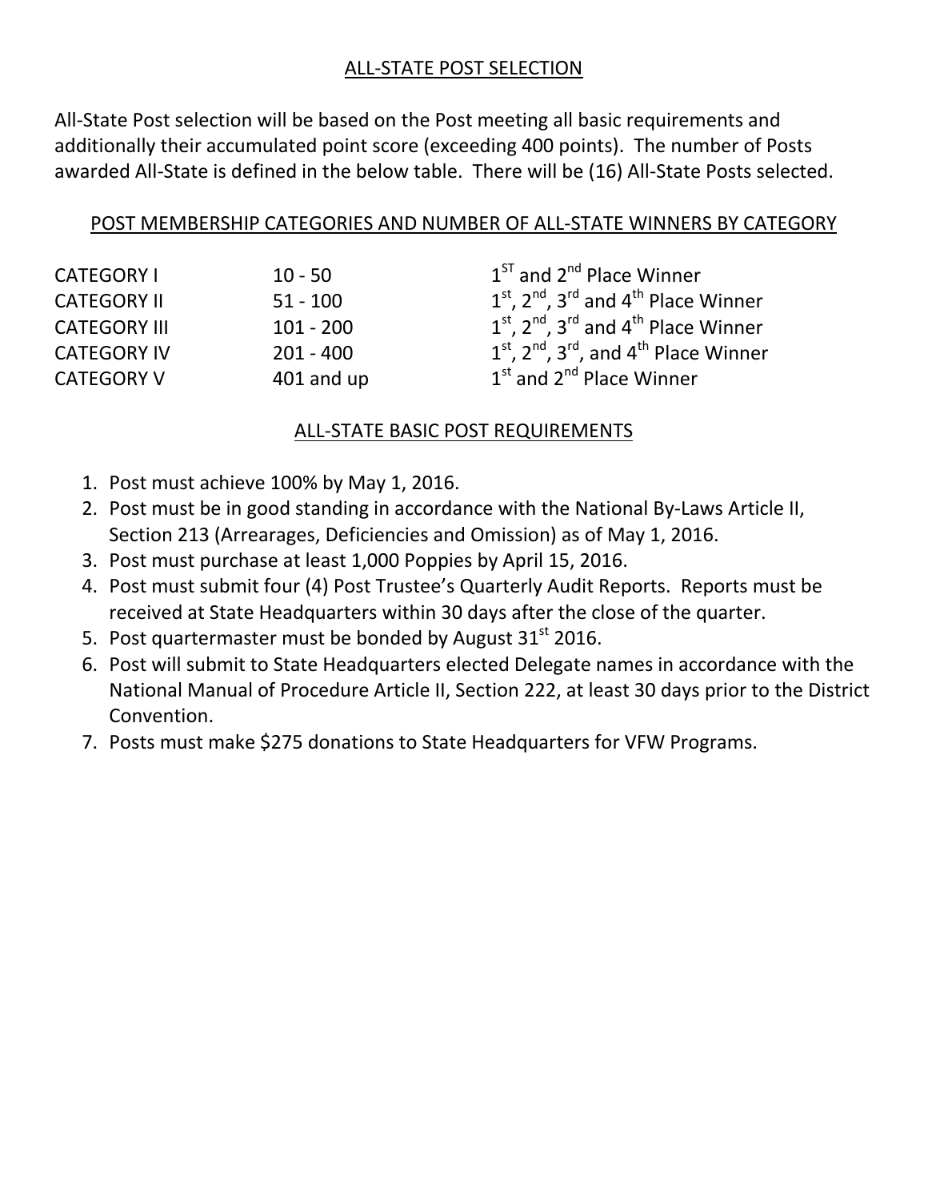## ALL-STATE POST SELECTION

All-State Post selection will be based on the Post meeting all basic requirements and additionally their accumulated point score (exceeding 400 points). The number of Posts awarded All-State is defined in the below table. There will be (16) All-State Posts selected.

### POST MEMBERSHIP CATEGORIES AND NUMBER OF ALL-STATE WINNERS BY CATEGORY

| | | |
|---|---|---|
| CATEGORY I | 10 - 50 | 1ST and 2nd Place Winner |
| CATEGORY II | 51 - 100 | 1st, 2nd, 3rd and 4th Place Winner |
| CATEGORY III | 101 - 200 | 1st, 2nd, 3rd and 4th Place Winner |
| CATEGORY IV | 201 - 400 | 1st, 2nd, 3rd, and 4th Place Winner |
| CATEGORY V | 401 and up | 1st and 2nd Place Winner |

### ALL-STATE BASIC POST REQUIREMENTS

1. Post must achieve 100% by May 1, 2016.
2. Post must be in good standing in accordance with the National By-Laws Article II, Section 213 (Arrearages, Deficiencies and Omission) as of May 1, 2016.
3. Post must purchase at least 1,000 Poppies by April 15, 2016.
4. Post must submit four (4) Post Trustee's Quarterly Audit Reports. Reports must be received at State Headquarters within 30 days after the close of the quarter.
5. Post quartermaster must be bonded by August 31st 2016.
6. Post will submit to State Headquarters elected Delegate names in accordance with the National Manual of Procedure Article II, Section 222, at least 30 days prior to the District Convention.
7. Posts must make $275 donations to State Headquarters for VFW Programs.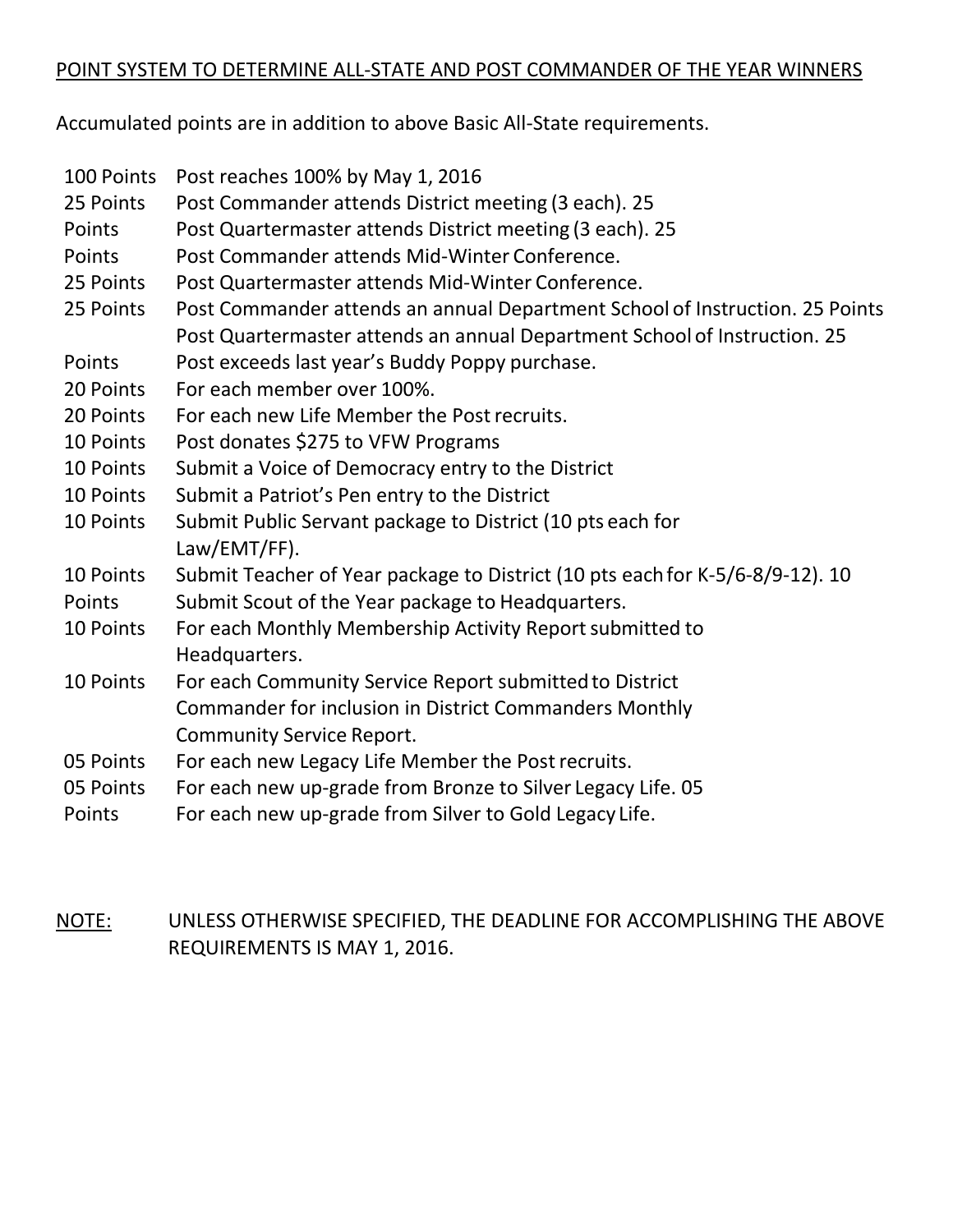POINT SYSTEM TO DETERMINE ALL-STATE AND POST COMMANDER OF THE YEAR WINNERS

Accumulated points are in addition to above Basic All-State requirements.

| | |
|---|---|
| 100 Points | Post reaches 100% by May 1, 2016 |
| 25 Points | Post Commander attends District meeting (3 each). 25 |
| Points | Post Quartermaster attends District meeting (3 each). 25 |
| Points | Post Commander attends Mid-Winter Conference. |
| 25 Points | Post Quartermaster attends Mid-Winter Conference. |
| 25 Points | Post Commander attends an annual Department School of Instruction. 25 Points |
| | Post Quartermaster attends an annual Department School of Instruction. 25 |
| Points | Post exceeds last year's Buddy Poppy purchase. |
| 20 Points | For each member over 100%. |
| 20 Points | For each new Life Member the Post recruits. |
| 10 Points | Post donates $275 to VFW Programs |
| 10 Points | Submit a Voice of Democracy entry to the District |
| 10 Points | Submit a Patriot's Pen entry to the District |
| 10 Points | Submit Public Servant package to District (10 pts each for Law/EMT/FF). |
| 10 Points | Submit Teacher of Year package to District (10 pts each for K-5/6-8/9-12). 10 |
| Points | Submit Scout of the Year package to Headquarters. |
| 10 Points | For each Monthly Membership Activity Report submitted to Headquarters. |
| 10 Points | For each Community Service Report submitted to District Commander for inclusion in District Commanders Monthly Community Service Report. |
| 05 Points | For each new Legacy Life Member the Post recruits. |
| 05 Points | For each new up-grade from Bronze to Silver Legacy Life. 05 |
| Points | For each new up-grade from Silver to Gold Legacy Life. |

NOTE: UNLESS OTHERWISE SPECIFIED, THE DEADLINE FOR ACCOMPLISHING THE ABOVE REQUIREMENTS IS MAY 1, 2016.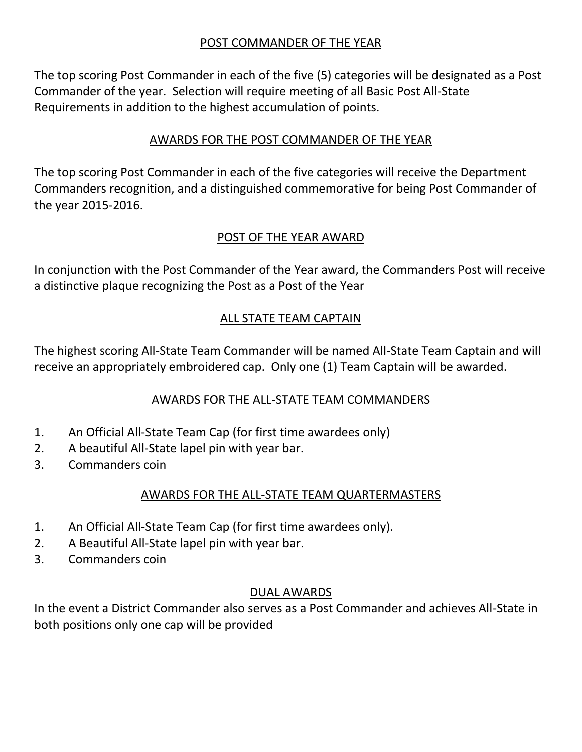## POST COMMANDER OF THE YEAR

The top scoring Post Commander in each of the five (5) categories will be designated as a Post Commander of the year. Selection will require meeting of all Basic Post All-State Requirements in addition to the highest accumulation of points.

## AWARDS FOR THE POST COMMANDER OF THE YEAR

The top scoring Post Commander in each of the five categories will receive the Department Commanders recognition, and a distinguished commemorative for being Post Commander of the year 2015-2016.

## POST OF THE YEAR AWARD

In conjunction with the Post Commander of the Year award, the Commanders Post will receive a distinctive plaque recognizing the Post as a Post of the Year

## ALL STATE TEAM CAPTAIN

The highest scoring All-State Team Commander will be named All-State Team Captain and will receive an appropriately embroidered cap. Only one (1) Team Captain will be awarded.

## AWARDS FOR THE ALL-STATE TEAM COMMANDERS

1. An Official All-State Team Cap (for first time awardees only)
2. A beautiful All-State lapel pin with year bar.
3. Commanders coin

## AWARDS FOR THE ALL-STATE TEAM QUARTERMASTERS

1. An Official All-State Team Cap (for first time awardees only).
2. A Beautiful All-State lapel pin with year bar.
3. Commanders coin

## DUAL AWARDS

In the event a District Commander also serves as a Post Commander and achieves All-State in both positions only one cap will be provided